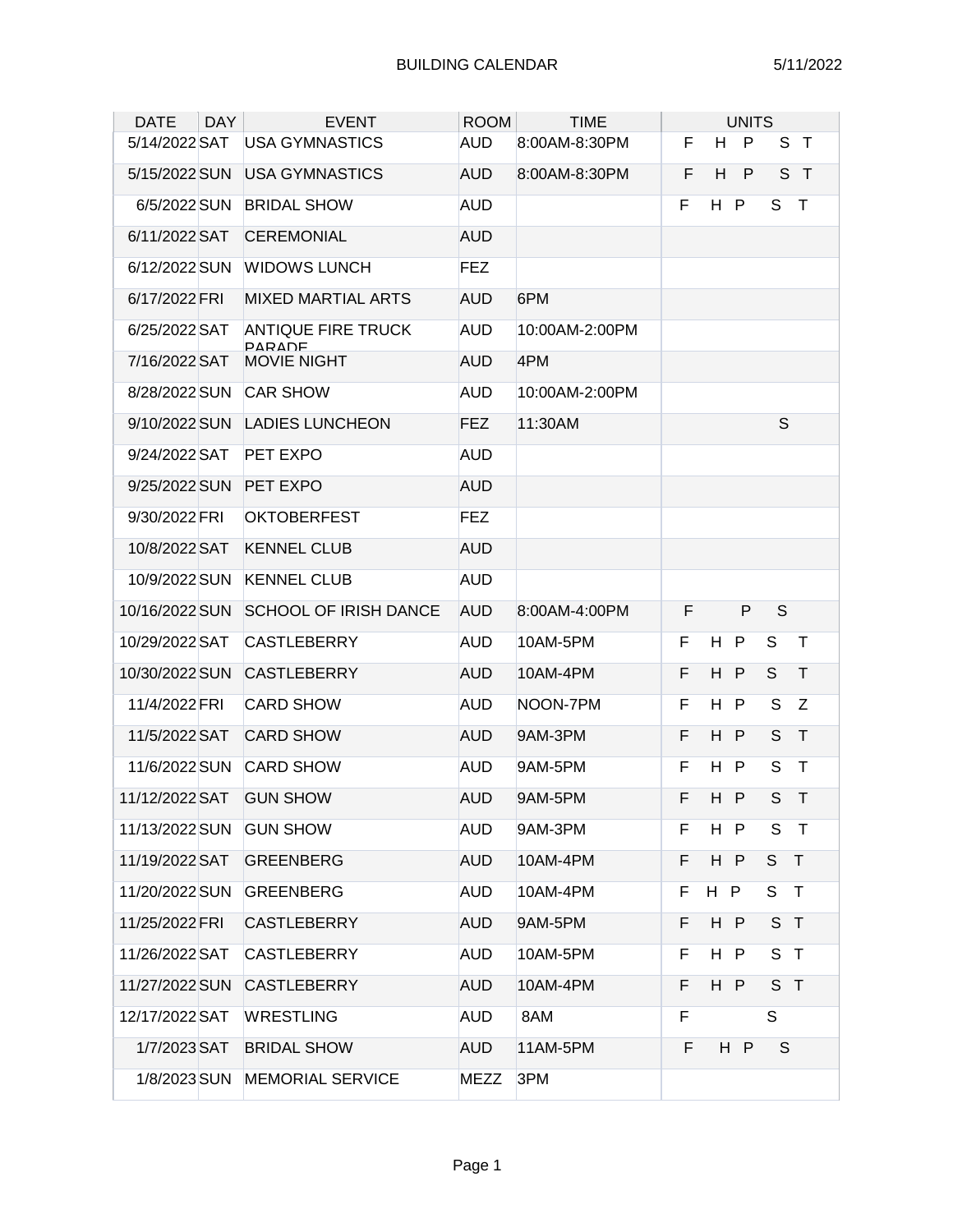BUILDING CALENDAR 5/11/2022

| DATE | DAY | EVENT | ROOM | TIME | UNITS |
|---|---|---|---|---|---|
| 5/14/2022 | SAT | USA GYMNASTICS | AUD | 8:00AM-8:30PM | F H P S T |
| 5/15/2022 | SUN | USA GYMNASTICS | AUD | 8:00AM-8:30PM | F H P S T |
| 6/5/2022 | SUN | BRIDAL SHOW | AUD | | F H P S T |
| 6/11/2022 | SAT | CEREMONIAL | AUD | | |
| 6/12/2022 | SUN | WIDOWS LUNCH | FEZ | | |
| 6/17/2022 | FRI | MIXED MARTIAL ARTS | AUD | 6PM | |
| 6/25/2022 | SAT | ANTIQUE FIRE TRUCK PARADE | AUD | 10:00AM-2:00PM | |
| 7/16/2022 | SAT | MOVIE NIGHT | AUD | 4PM | |
| 8/28/2022 | SUN | CAR SHOW | AUD | 10:00AM-2:00PM | |
| 9/10/2022 | SUN | LADIES LUNCHEON | FEZ | 11:30AM | S |
| 9/24/2022 | SAT | PET EXPO | AUD | | |
| 9/25/2022 | SUN | PET EXPO | AUD | | |
| 9/30/2022 | FRI | OKTOBERFEST | FEZ | | |
| 10/8/2022 | SAT | KENNEL CLUB | AUD | | |
| 10/9/2022 | SUN | KENNEL CLUB | AUD | | |
| 10/16/2022 | SUN | SCHOOL OF IRISH DANCE | AUD | 8:00AM-4:00PM | F P S |
| 10/29/2022 | SAT | CASTLEBERRY | AUD | 10AM-5PM | F H P S T |
| 10/30/2022 | SUN | CASTLEBERRY | AUD | 10AM-4PM | F H P S T |
| 11/4/2022 | FRI | CARD SHOW | AUD | NOON-7PM | F H P S Z |
| 11/5/2022 | SAT | CARD SHOW | AUD | 9AM-3PM | F H P S T |
| 11/6/2022 | SUN | CARD SHOW | AUD | 9AM-5PM | F H P S T |
| 11/12/2022 | SAT | GUN SHOW | AUD | 9AM-5PM | F H P S T |
| 11/13/2022 | SUN | GUN SHOW | AUD | 9AM-3PM | F H P S T |
| 11/19/2022 | SAT | GREENBERG | AUD | 10AM-4PM | F H P S T |
| 11/20/2022 | SUN | GREENBERG | AUD | 10AM-4PM | F H P S T |
| 11/25/2022 | FRI | CASTLEBERRY | AUD | 9AM-5PM | F H P S T |
| 11/26/2022 | SAT | CASTLEBERRY | AUD | 10AM-5PM | F H P S T |
| 11/27/2022 | SUN | CASTLEBERRY | AUD | 10AM-4PM | F H P S T |
| 12/17/2022 | SAT | WRESTLING | AUD | 8AM | F S |
| 1/7/2023 | SAT | BRIDAL SHOW | AUD | 11AM-5PM | F H P S |
| 1/8/2023 | SUN | MEMORIAL SERVICE | MEZZ | 3PM | |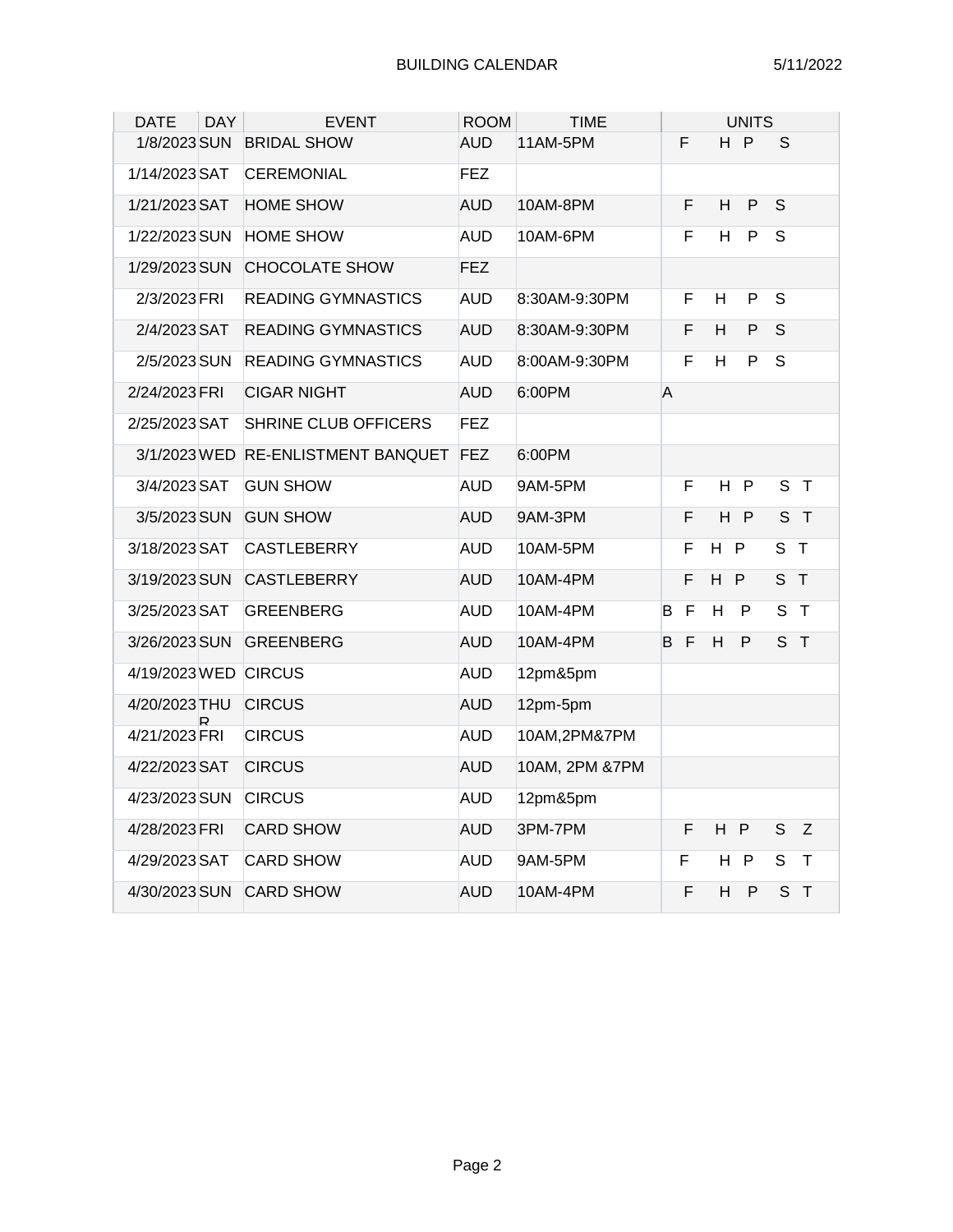| DATE | DAY | EVENT | ROOM | TIME | UNITS |
|---|---|---|---|---|---|
| 1/8/2023 | SUN | BRIDAL SHOW | AUD | 11AM-5PM | F H P S |
| 1/14/2023 | SAT | CEREMONIAL | FEZ | | |
| 1/21/2023 | SAT | HOME SHOW | AUD | 10AM-8PM | F H P S |
| 1/22/2023 | SUN | HOME SHOW | AUD | 10AM-6PM | F H P S |
| 1/29/2023 | SUN | CHOCOLATE SHOW | FEZ | | |
| 2/3/2023 | FRI | READING GYMNASTICS | AUD | 8:30AM-9:30PM | F H P S |
| 2/4/2023 | SAT | READING GYMNASTICS | AUD | 8:30AM-9:30PM | F H P S |
| 2/5/2023 | SUN | READING GYMNASTICS | AUD | 8:00AM-9:30PM | F H P S |
| 2/24/2023 | FRI | CIGAR NIGHT | AUD | 6:00PM | A |
| 2/25/2023 | SAT | SHRINE CLUB OFFICERS | FEZ | | |
| 3/1/2023 | WED | RE-ENLISTMENT BANQUET | FEZ | 6:00PM | |
| 3/4/2023 | SAT | GUN SHOW | AUD | 9AM-5PM | F H P S T |
| 3/5/2023 | SUN | GUN SHOW | AUD | 9AM-3PM | F H P S T |
| 3/18/2023 | SAT | CASTLEBERRY | AUD | 10AM-5PM | F H P S T |
| 3/19/2023 | SUN | CASTLEBERRY | AUD | 10AM-4PM | F H P S T |
| 3/25/2023 | SAT | GREENBERG | AUD | 10AM-4PM | B F H P S T |
| 3/26/2023 | SUN | GREENBERG | AUD | 10AM-4PM | B F H P S T |
| 4/19/2023 | WED | CIRCUS | AUD | 12pm&5pm | |
| 4/20/2023 | THUR | CIRCUS | AUD | 12pm-5pm | |
| 4/21/2023 | FRI | CIRCUS | AUD | 10AM,2PM&7PM | |
| 4/22/2023 | SAT | CIRCUS | AUD | 10AM, 2PM &7PM | |
| 4/23/2023 | SUN | CIRCUS | AUD | 12pm&5pm | |
| 4/28/2023 | FRI | CARD SHOW | AUD | 3PM-7PM | F H P S Z |
| 4/29/2023 | SAT | CARD SHOW | AUD | 9AM-5PM | F H P S T |
| 4/30/2023 | SUN | CARD SHOW | AUD | 10AM-4PM | F H P S T |